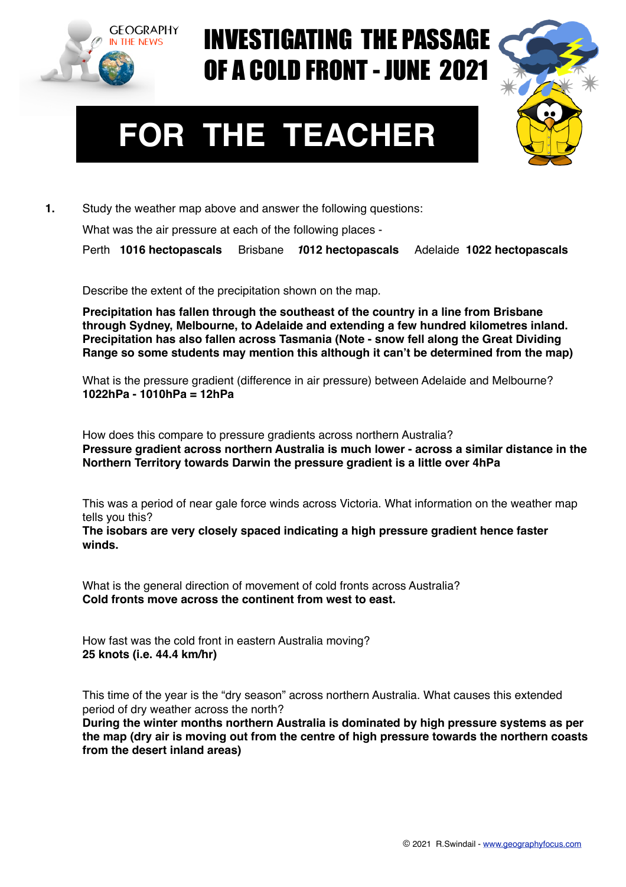GEOGRAPHY IN THE NEWS

# INVESTIGATING THE PASSAGE OF A COLD FRONT - JUNE 2021

# FOR THE TEACHER

**1.** Study the weather map above and answer the following questions:

What was the air pressure at each of the following places -

Perth **1016 hectopascals** Brisbane **1012 hectopascals** Adelaide **1022 hectopascals**

Describe the extent of the precipitation shown on the map.

**Precipitation has fallen through the southeast of the country in a line from Brisbane through Sydney, Melbourne, to Adelaide and extending a few hundred kilometres inland. Precipitation has also fallen across Tasmania (Note - snow fell along the Great Dividing Range so some students may mention this although it can't be determined from the map)**

What is the pressure gradient (difference in air pressure) between Adelaide and Melbourne?
**1022hPa - 1010hPa = 12hPa**

How does this compare to pressure gradients across northern Australia?
**Pressure gradient across northern Australia is much lower - across a similar distance in the Northern Territory towards Darwin the pressure gradient is a little over 4hPa**

This was a period of near gale force winds across Victoria. What information on the weather map tells you this?
**The isobars are very closely spaced indicating a high pressure gradient hence faster winds.**

What is the general direction of movement of cold fronts across Australia?
**Cold fronts move across the continent from west to east.**

How fast was the cold front in eastern Australia moving?
**25 knots (i.e. 44.4 km/hr)**

This time of the year is the "dry season" across northern Australia. What causes this extended period of dry weather across the north?
**During the winter months northern Australia is dominated by high pressure systems as per the map (dry air is moving out from the centre of high pressure towards the northern coasts from the desert inland areas)**

© 2021 R.Swindail - www.geographyfocus.com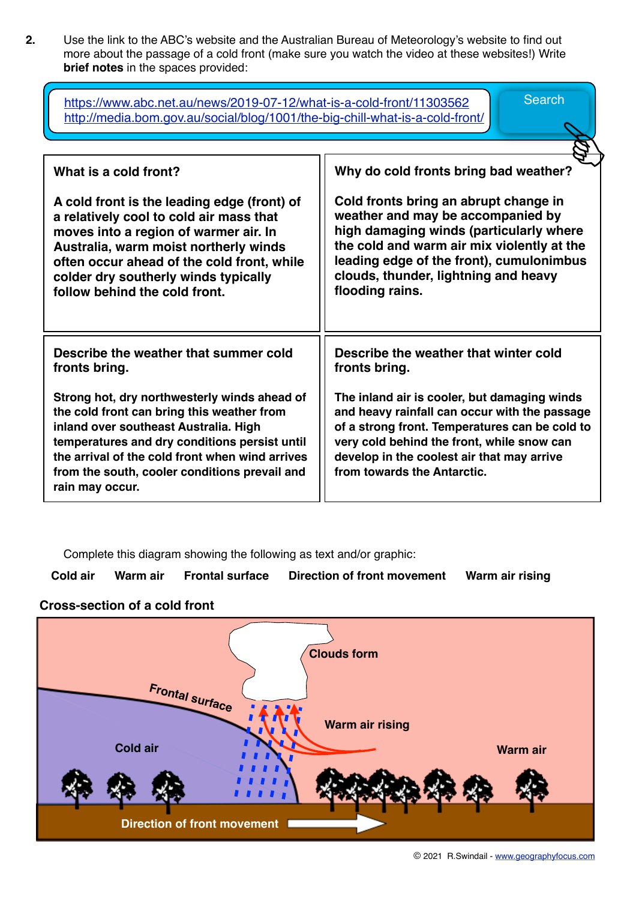**2.** Use the link to the ABC's website and the Australian Bureau of Meteorology's website to find out more about the passage of a cold front (make sure you watch the video at these websites!) Write **brief notes** in the spaces provided:

https://www.abc.net.au/news/2019-07-12/what-is-a-cold-front/11303562
http://media.bom.gov.au/social/blog/1001/the-big-chill-what-is-a-cold-front/

Search

| **What is a cold front?** | **Why do cold fronts bring bad weather?** |
| --- | --- |
| **A cold front is the leading edge (front) of a relatively cool to cold air mass that moves into a region of warmer air. In Australia, warm moist northerly winds often occur ahead of the cold front, while colder dry southerly winds typically follow behind the cold front.** | **Cold fronts bring an abrupt change in weather and may be accompanied by high damaging winds (particularly where the cold and warm air mix violently at the leading edge of the front), cumulonimbus clouds, thunder, lightning and heavy flooding rains.** |
| **Describe the weather that summer cold fronts bring.** | **Describe the weather that winter cold fronts bring.** |
| **Strong hot, dry northwesterly winds ahead of the cold front can bring this weather from inland over southeast Australia. High temperatures and dry conditions persist until the arrival of the cold front when wind arrives from the south, cooler conditions prevail and rain may occur.** | **The inland air is cooler, but damaging winds and heavy rainfall can occur with the passage of a strong front. Temperatures can be cold to very cold behind the front, while snow can develop in the coolest air that may arrive from towards the Antarctic.** |

Complete this diagram showing the following as text and/or graphic:

**Cold air** **Warm air** **Frontal surface** **Direction of front movement** **Warm air rising**

**Cross-section of a cold front**

Clouds form

Frontal surface

Warm air rising

Cold air

Warm air

Direction of front movement

© 2021 R.Swindail - www.geographyfocus.com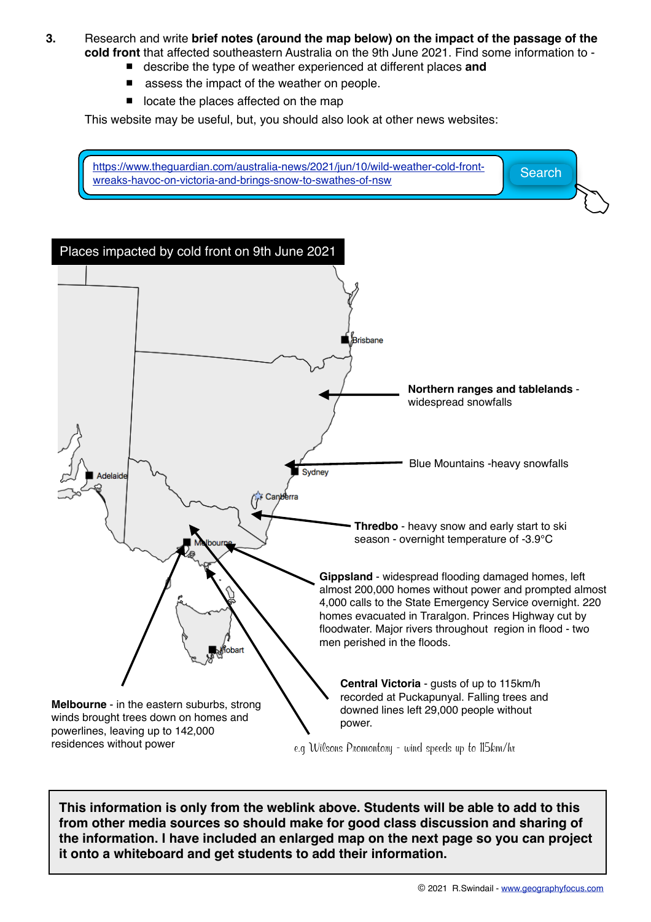3. Research and write **brief notes (around the map below) on the impact of the passage of the cold front** that affected southeastern Australia on the 9th June 2021. Find some information to -

- describe the type of weather experienced at different places **and**
- assess the impact of the weather on people.
- locate the places affected on the map

This website may be useful, but, you should also look at other news websites:

https://www.theguardian.com/australia-news/2021/jun/10/wild-weather-cold-front-wreaks-havoc-on-victoria-and-brings-snow-to-swathes-of-nsw

Search

## Places impacted by cold front on 9th June 2021

Brisbane

Adelaide

Sydney

Canberra

Melbourne

Hobart

**Northern ranges and tablelands** - widespread snowfalls

Blue Mountains -heavy snowfalls

**Thredbo** - heavy snow and early start to ski season - overnight temperature of -3.9°C

**Gippsland** - widespread flooding damaged homes, left almost 200,000 homes without power and prompted almost 4,000 calls to the State Emergency Service overnight. 220 homes evacuated in Traralgon. Princes Highway cut by floodwater. Major rivers throughout region in flood - two men perished in the floods.

**Central Victoria** - gusts of up to 115km/h recorded at Puckapunyal. Falling trees and downed lines left 29,000 people without power.

**Melbourne** - in the eastern suburbs, strong winds brought trees down on homes and powerlines, leaving up to 142,000 residences without power

*e.g Wilsons Promontory - wind speeds up to 115km/hr*

**This information is only from the weblink above. Students will be able to add to this from other media sources so should make for good class discussion and sharing of the information. I have included an enlarged map on the next page so you can project it onto a whiteboard and get students to add their information.**

© 2021 R.Swindail - www.geographyfocus.com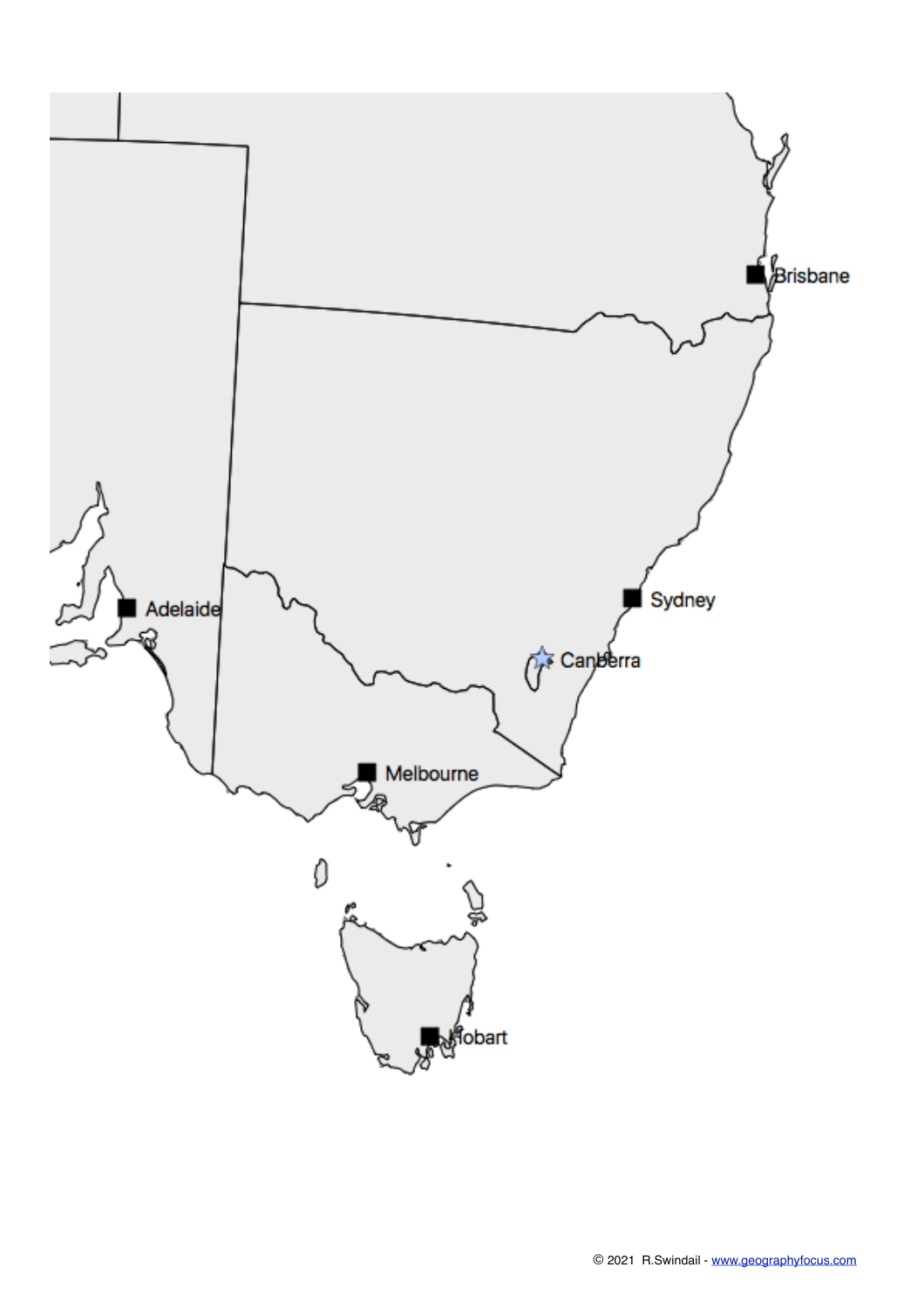Brisbane

Adelaide

Sydney

Canberra

Melbourne

Hobart